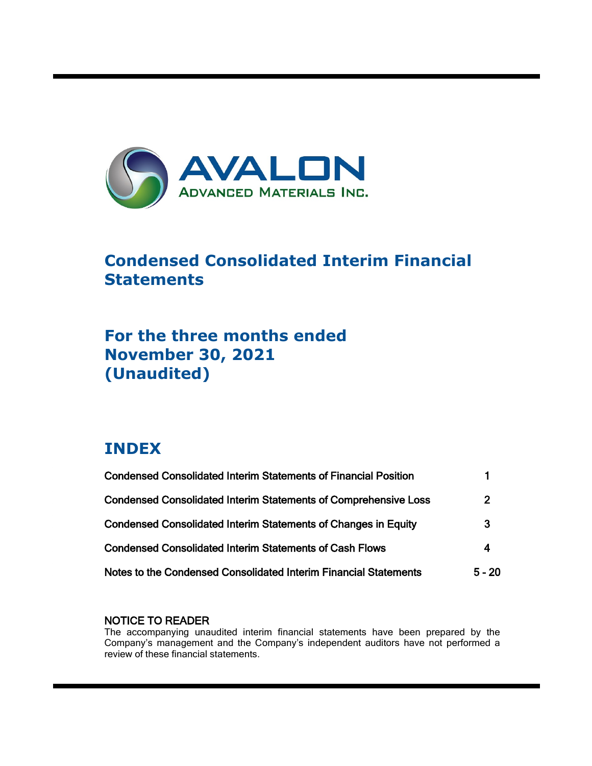AVALON
ADVANCED MATERIALS INC.

# Condensed Consolidated Interim Financial Statements

## For the three months ended November 30, 2021 (Unaudited)

## INDEX

| | |
|---|---|
| Condensed Consolidated Interim Statements of Financial Position | 1 |
| Condensed Consolidated Interim Statements of Comprehensive Loss | 2 |
| Condensed Consolidated Interim Statements of Changes in Equity | 3 |
| Condensed Consolidated Interim Statements of Cash Flows | 4 |
| Notes to the Condensed Consolidated Interim Financial Statements | 5 - 20 |

NOTICE TO READER

The accompanying unaudited interim financial statements have been prepared by the Company's management and the Company's independent auditors have not performed a review of these financial statements.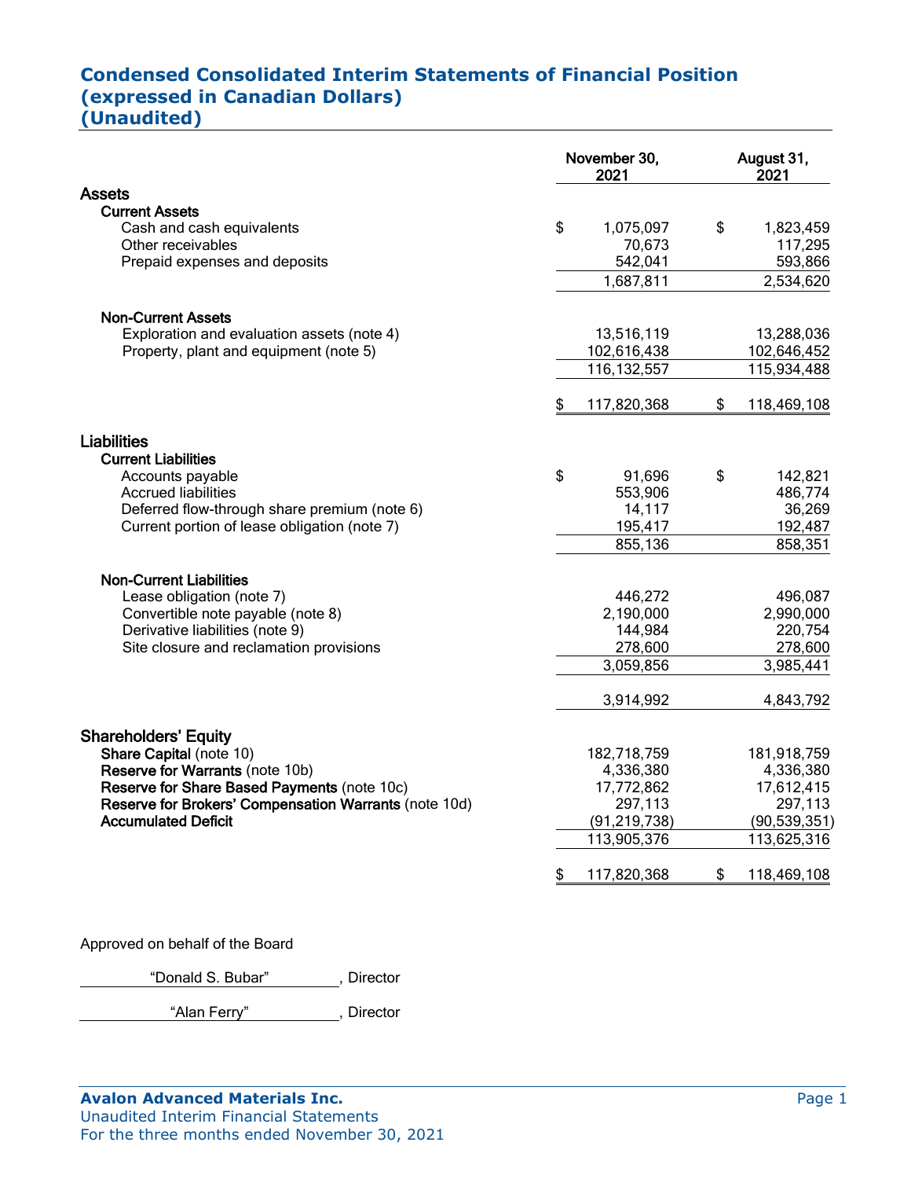# Condensed Consolidated Interim Statements of Financial Position
## (expressed in Canadian Dollars)
## (Unaudited)

| | November 30, 2021 | August 31, 2021 |
|---|---|---|
| **Assets** | | |
| **Current Assets** | | |
| Cash and cash equivalents | $ 1,075,097 | $ 1,823,459 |
| Other receivables | 70,673 | 117,295 |
| Prepaid expenses and deposits | 542,041 | 593,866 |
| | 1,687,811 | 2,534,620 |
| **Non-Current Assets** | | |
| Exploration and evaluation assets (note 4) | 13,516,119 | 13,288,036 |
| Property, plant and equipment (note 5) | 102,616,438 | 102,646,452 |
| | 116,132,557 | 115,934,488 |
| | $ 117,820,368 | $ 118,469,108 |
| **Liabilities** | | |
| **Current Liabilities** | | |
| Accounts payable | $ 91,696 | $ 142,821 |
| Accrued liabilities | 553,906 | 486,774 |
| Deferred flow-through share premium (note 6) | 14,117 | 36,269 |
| Current portion of lease obligation (note 7) | 195,417 | 192,487 |
| | 855,136 | 858,351 |
| **Non-Current Liabilities** | | |
| Lease obligation (note 7) | 446,272 | 496,087 |
| Convertible note payable (note 8) | 2,190,000 | 2,990,000 |
| Derivative liabilities (note 9) | 144,984 | 220,754 |
| Site closure and reclamation provisions | 278,600 | 278,600 |
| | 3,059,856 | 3,985,441 |
| | 3,914,992 | 4,843,792 |
| **Shareholders' Equity** | | |
| **Share Capital** (note 10) | 182,718,759 | 181,918,759 |
| **Reserve for Warrants** (note 10b) | 4,336,380 | 4,336,380 |
| **Reserve for Share Based Payments** (note 10c) | 17,772,862 | 17,612,415 |
| **Reserve for Brokers' Compensation Warrants** (note 10d) | 297,113 | 297,113 |
| **Accumulated Deficit** | (91,219,738) | (90,539,351) |
| | 113,905,376 | 113,625,316 |
| | $ 117,820,368 | $ 118,469,108 |

Approved on behalf of the Board

"Donald S. Bubar", Director

"Alan Ferry", Director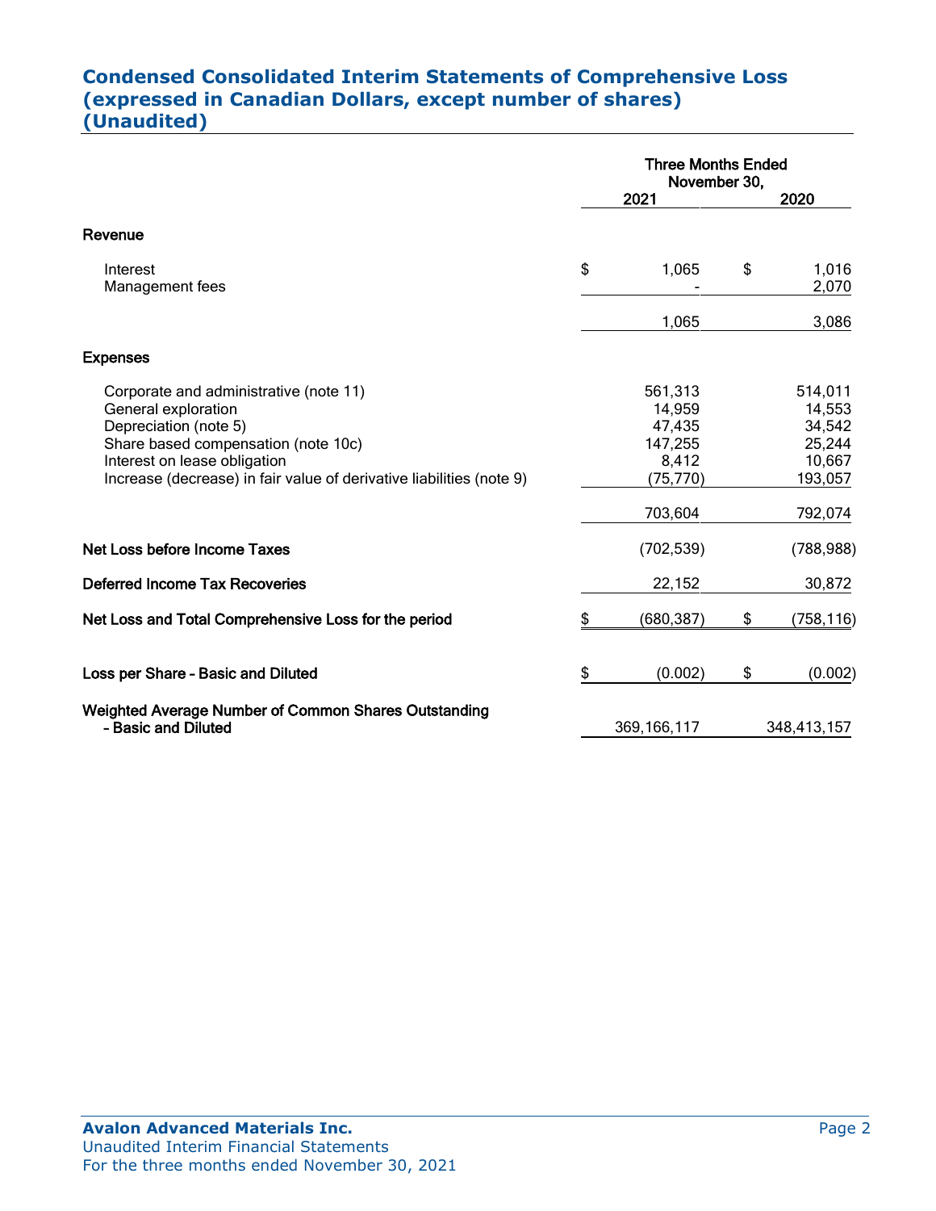# Condensed Consolidated Interim Statements of Comprehensive Loss (expressed in Canadian Dollars, except number of shares) (Unaudited)

| | Three Months Ended November 30, | |
|---|---|---|
| | 2021 | 2020 |
| **Revenue** | | |
| Interest | $ 1,065 | $ 1,016 |
| Management fees | - | 2,070 |
| | 1,065 | 3,086 |
| **Expenses** | | |
| Corporate and administrative (note 11) | 561,313 | 514,011 |
| General exploration | 14,959 | 14,553 |
| Depreciation (note 5) | 47,435 | 34,542 |
| Share based compensation (note 10c) | 147,255 | 25,244 |
| Interest on lease obligation | 8,412 | 10,667 |
| Increase (decrease) in fair value of derivative liabilities (note 9) | (75,770) | 193,057 |
| | 703,604 | 792,074 |
| **Net Loss before Income Taxes** | (702,539) | (788,988) |
| **Deferred Income Tax Recoveries** | 22,152 | 30,872 |
| **Net Loss and Total Comprehensive Loss for the period** | $ (680,387) | $ (758,116) |
| **Loss per Share - Basic and Diluted** | $ (0.002) | $ (0.002) |
| **Weighted Average Number of Common Shares Outstanding - Basic and Diluted** | 369,166,117 | 348,413,157 |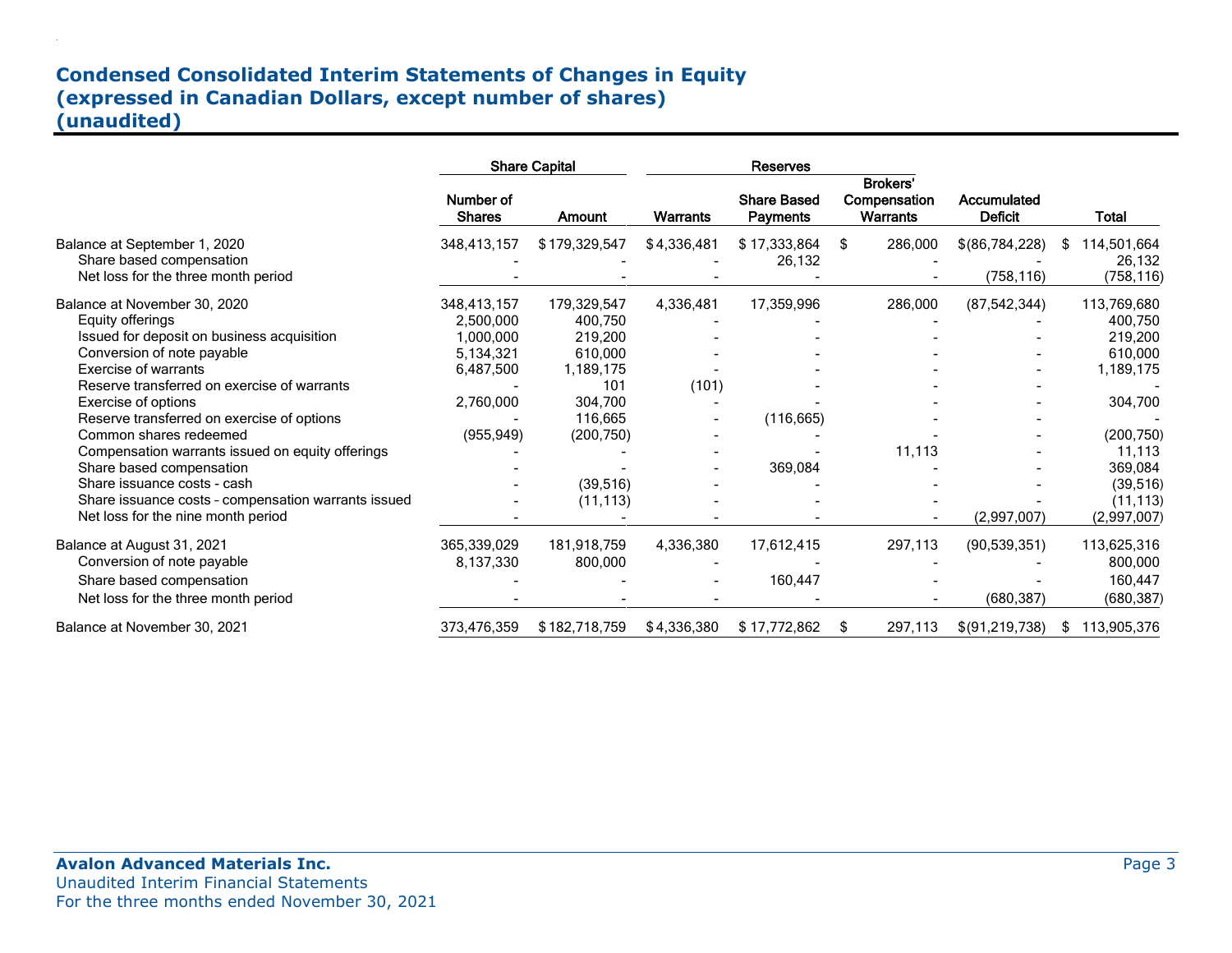## Condensed Consolidated Interim Statements of Changes in Equity
## (expressed in Canadian Dollars, except number of shares)
## (unaudited)

| | Share Capital | | Reserves | | | | |
|---|---|---|---|---|---|---|---|
| | Number of Shares | Amount | Warrants | Share Based Payments | Brokers' Compensation Warrants | Accumulated Deficit | Total |
| Balance at September 1, 2020 | 348,413,157 | $ 179,329,547 | $ 4,336,481 | $ 17,333,864 | $ 286,000 | $ (86,784,228) | $ 114,501,664 |
| Share based compensation | - | - | - | 26,132 | - | - | 26,132 |
| Net loss for the three month period | - | - | - | - | - | (758,116) | (758,116) |
| Balance at November 30, 2020 | 348,413,157 | 179,329,547 | 4,336,481 | 17,359,996 | 286,000 | (87,542,344) | 113,769,680 |
| Equity offerings | 2,500,000 | 400,750 | - | - | - | - | 400,750 |
| Issued for deposit on business acquisition | 1,000,000 | 219,200 | - | - | - | - | 219,200 |
| Conversion of note payable | 5,134,321 | 610,000 | - | - | - | - | 610,000 |
| Exercise of warrants | 6,487,500 | 1,189,175 | - | - | - | - | 1,189,175 |
| Reserve transferred on exercise of warrants | - | 101 | (101) | - | - | - | - |
| Exercise of options | 2,760,000 | 304,700 | - | - | - | - | 304,700 |
| Reserve transferred on exercise of options | - | 116,665 | - | (116,665) | - | - | - |
| Common shares redeemed | (955,949) | (200,750) | - | - | - | - | (200,750) |
| Compensation warrants issued on equity offerings | - | - | - | - | 11,113 | - | 11,113 |
| Share based compensation | - | - | - | 369,084 | - | - | 369,084 |
| Share issuance costs - cash | - | (39,516) | - | - | - | - | (39,516) |
| Share issuance costs - compensation warrants issued | - | (11,113) | - | - | - | - | (11,113) |
| Net loss for the nine month period | - | - | - | - | - | (2,997,007) | (2,997,007) |
| Balance at August 31, 2021 | 365,339,029 | 181,918,759 | 4,336,380 | 17,612,415 | 297,113 | (90,539,351) | 113,625,316 |
| Conversion of note payable | 8,137,330 | 800,000 | - | - | - | - | 800,000 |
| Share based compensation | - | - | - | 160,447 | - | - | 160,447 |
| Net loss for the three month period | - | - | - | - | - | (680,387) | (680,387) |
| Balance at November 30, 2021 | 373,476,359 | $ 182,718,759 | $ 4,336,380 | $ 17,772,862 | $ 297,113 | $ (91,219,738) | $ 113,905,376 |

**Avalon Advanced Materials Inc.**
Unaudited Interim Financial Statements
For the three months ended November 30, 2021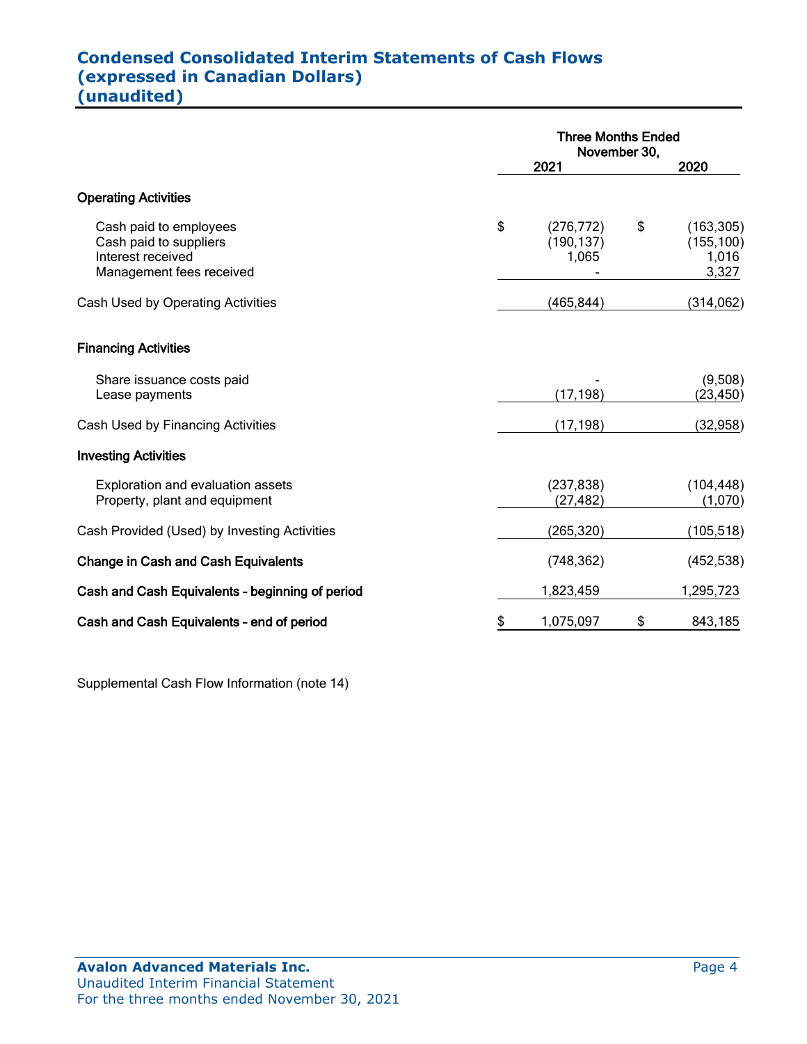# Condensed Consolidated Interim Statements of Cash Flows (expressed in Canadian Dollars) (unaudited)

| | Three Months Ended November 30, 2021 | Three Months Ended November 30, 2020 |
|---|---|---|
| **Operating Activities** | | |
| Cash paid to employees | $ (276,772) | $ (163,305) |
| Cash paid to suppliers | (190,137) | (155,100) |
| Interest received | 1,065 | 1,016 |
| Management fees received | - | 3,327 |
| Cash Used by Operating Activities | (465,844) | (314,062) |
| **Financing Activities** | | |
| Share issuance costs paid | - | (9,508) |
| Lease payments | (17,198) | (23,450) |
| Cash Used by Financing Activities | (17,198) | (32,958) |
| **Investing Activities** | | |
| Exploration and evaluation assets | (237,838) | (104,448) |
| Property, plant and equipment | (27,482) | (1,070) |
| Cash Provided (Used) by Investing Activities | (265,320) | (105,518) |
| **Change in Cash and Cash Equivalents** | (748,362) | (452,538) |
| **Cash and Cash Equivalents – beginning of period** | 1,823,459 | 1,295,723 |
| **Cash and Cash Equivalents – end of period** | $ 1,075,097 | $ 843,185 |

Supplemental Cash Flow Information (note 14)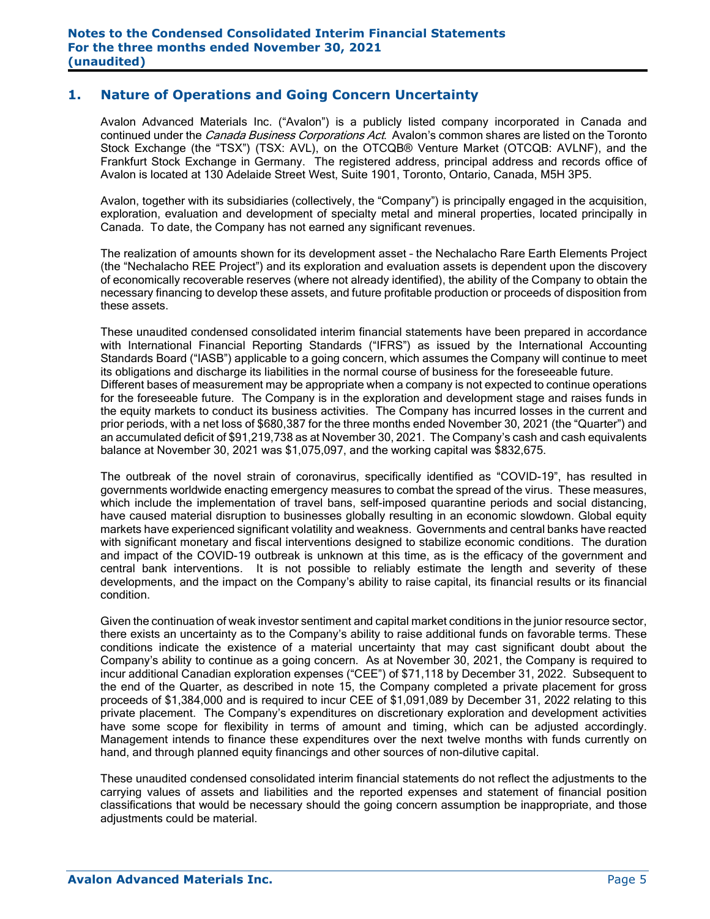## 1. Nature of Operations and Going Concern Uncertainty

Avalon Advanced Materials Inc. ("Avalon") is a publicly listed company incorporated in Canada and continued under the *Canada Business Corporations Act*. Avalon's common shares are listed on the Toronto Stock Exchange (the "TSX") (TSX: AVL), on the OTCQB® Venture Market (OTCQB: AVLNF), and the Frankfurt Stock Exchange in Germany. The registered address, principal address and records office of Avalon is located at 130 Adelaide Street West, Suite 1901, Toronto, Ontario, Canada, M5H 3P5.

Avalon, together with its subsidiaries (collectively, the "Company") is principally engaged in the acquisition, exploration, evaluation and development of specialty metal and mineral properties, located principally in Canada. To date, the Company has not earned any significant revenues.

The realization of amounts shown for its development asset – the Nechalacho Rare Earth Elements Project (the "Nechalacho REE Project") and its exploration and evaluation assets is dependent upon the discovery of economically recoverable reserves (where not already identified), the ability of the Company to obtain the necessary financing to develop these assets, and future profitable production or proceeds of disposition from these assets.

These unaudited condensed consolidated interim financial statements have been prepared in accordance with International Financial Reporting Standards ("IFRS") as issued by the International Accounting Standards Board ("IASB") applicable to a going concern, which assumes the Company will continue to meet its obligations and discharge its liabilities in the normal course of business for the foreseeable future. Different bases of measurement may be appropriate when a company is not expected to continue operations for the foreseeable future. The Company is in the exploration and development stage and raises funds in the equity markets to conduct its business activities. The Company has incurred losses in the current and prior periods, with a net loss of $680,387 for the three months ended November 30, 2021 (the "Quarter") and an accumulated deficit of $91,219,738 as at November 30, 2021. The Company's cash and cash equivalents balance at November 30, 2021 was $1,075,097, and the working capital was $832,675.

The outbreak of the novel strain of coronavirus, specifically identified as "COVID-19", has resulted in governments worldwide enacting emergency measures to combat the spread of the virus. These measures, which include the implementation of travel bans, self-imposed quarantine periods and social distancing, have caused material disruption to businesses globally resulting in an economic slowdown. Global equity markets have experienced significant volatility and weakness. Governments and central banks have reacted with significant monetary and fiscal interventions designed to stabilize economic conditions. The duration and impact of the COVID-19 outbreak is unknown at this time, as is the efficacy of the government and central bank interventions. It is not possible to reliably estimate the length and severity of these developments, and the impact on the Company's ability to raise capital, its financial results or its financial condition.

Given the continuation of weak investor sentiment and capital market conditions in the junior resource sector, there exists an uncertainty as to the Company's ability to raise additional funds on favorable terms. These conditions indicate the existence of a material uncertainty that may cast significant doubt about the Company's ability to continue as a going concern. As at November 30, 2021, the Company is required to incur additional Canadian exploration expenses ("CEE") of $71,118 by December 31, 2022. Subsequent to the end of the Quarter, as described in note 15, the Company completed a private placement for gross proceeds of $1,384,000 and is required to incur CEE of $1,091,089 by December 31, 2022 relating to this private placement. The Company's expenditures on discretionary exploration and development activities have some scope for flexibility in terms of amount and timing, which can be adjusted accordingly. Management intends to finance these expenditures over the next twelve months with funds currently on hand, and through planned equity financings and other sources of non-dilutive capital.

These unaudited condensed consolidated interim financial statements do not reflect the adjustments to the carrying values of assets and liabilities and the reported expenses and statement of financial position classifications that would be necessary should the going concern assumption be inappropriate, and those adjustments could be material.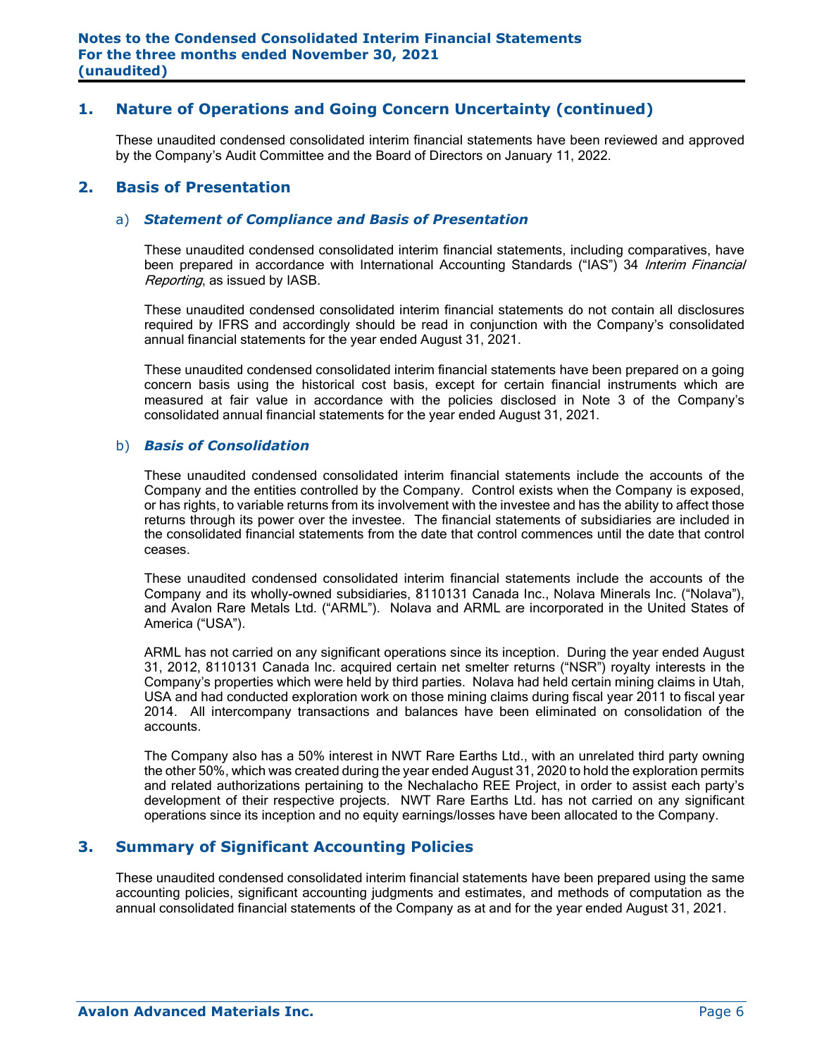## 1. Nature of Operations and Going Concern Uncertainty (continued)

These unaudited condensed consolidated interim financial statements have been reviewed and approved by the Company's Audit Committee and the Board of Directors on January 11, 2022.

## 2. Basis of Presentation

### a) *Statement of Compliance and Basis of Presentation*

These unaudited condensed consolidated interim financial statements, including comparatives, have been prepared in accordance with International Accounting Standards ("IAS") 34 *Interim Financial Reporting*, as issued by IASB.

These unaudited condensed consolidated interim financial statements do not contain all disclosures required by IFRS and accordingly should be read in conjunction with the Company's consolidated annual financial statements for the year ended August 31, 2021.

These unaudited condensed consolidated interim financial statements have been prepared on a going concern basis using the historical cost basis, except for certain financial instruments which are measured at fair value in accordance with the policies disclosed in Note 3 of the Company's consolidated annual financial statements for the year ended August 31, 2021.

### b) *Basis of Consolidation*

These unaudited condensed consolidated interim financial statements include the accounts of the Company and the entities controlled by the Company. Control exists when the Company is exposed, or has rights, to variable returns from its involvement with the investee and has the ability to affect those returns through its power over the investee. The financial statements of subsidiaries are included in the consolidated financial statements from the date that control commences until the date that control ceases.

These unaudited condensed consolidated interim financial statements include the accounts of the Company and its wholly-owned subsidiaries, 8110131 Canada Inc., Nolava Minerals Inc. ("Nolava"), and Avalon Rare Metals Ltd. ("ARML"). Nolava and ARML are incorporated in the United States of America ("USA").

ARML has not carried on any significant operations since its inception. During the year ended August 31, 2012, 8110131 Canada Inc. acquired certain net smelter returns ("NSR") royalty interests in the Company's properties which were held by third parties. Nolava had held certain mining claims in Utah, USA and had conducted exploration work on those mining claims during fiscal year 2011 to fiscal year 2014. All intercompany transactions and balances have been eliminated on consolidation of the accounts.

The Company also has a 50% interest in NWT Rare Earths Ltd., with an unrelated third party owning the other 50%, which was created during the year ended August 31, 2020 to hold the exploration permits and related authorizations pertaining to the Nechalacho REE Project, in order to assist each party's development of their respective projects. NWT Rare Earths Ltd. has not carried on any significant operations since its inception and no equity earnings/losses have been allocated to the Company.

## 3. Summary of Significant Accounting Policies

These unaudited condensed consolidated interim financial statements have been prepared using the same accounting policies, significant accounting judgments and estimates, and methods of computation as the annual consolidated financial statements of the Company as at and for the year ended August 31, 2021.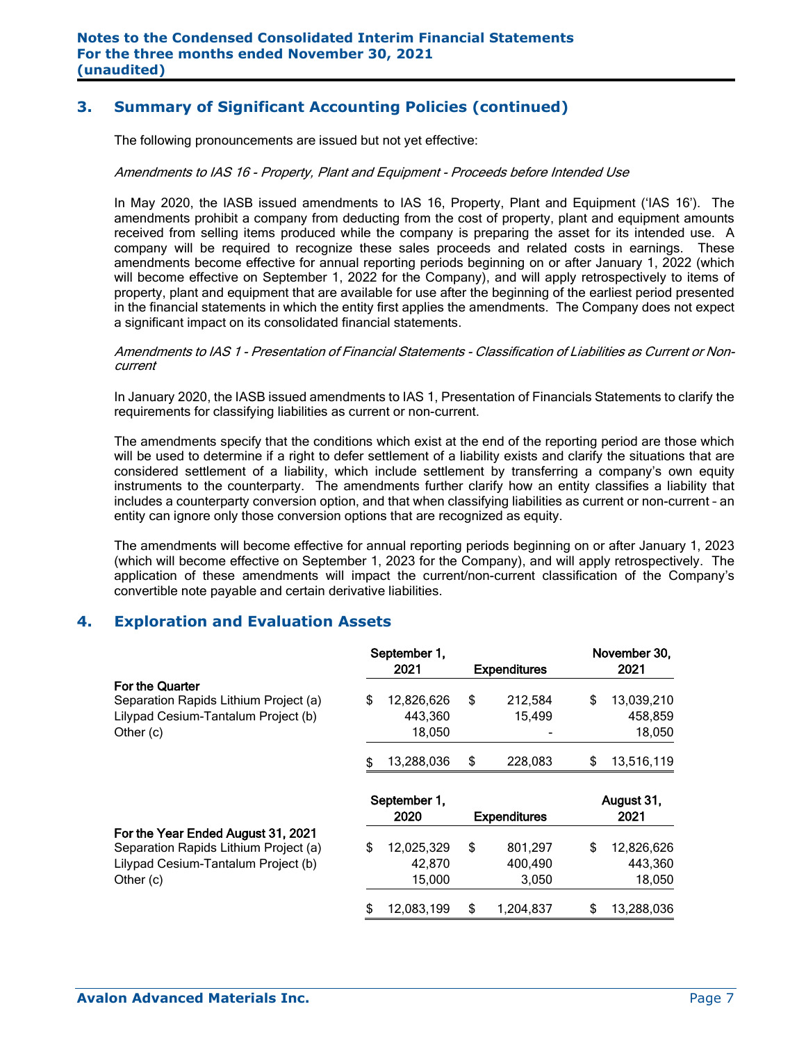## 3. Summary of Significant Accounting Policies (continued)

The following pronouncements are issued but not yet effective:

*Amendments to IAS 16 - Property, Plant and Equipment - Proceeds before Intended Use*

In May 2020, the IASB issued amendments to IAS 16, Property, Plant and Equipment ('IAS 16'). The amendments prohibit a company from deducting from the cost of property, plant and equipment amounts received from selling items produced while the company is preparing the asset for its intended use. A company will be required to recognize these sales proceeds and related costs in earnings. These amendments become effective for annual reporting periods beginning on or after January 1, 2022 (which will become effective on September 1, 2022 for the Company), and will apply retrospectively to items of property, plant and equipment that are available for use after the beginning of the earliest period presented in the financial statements in which the entity first applies the amendments. The Company does not expect a significant impact on its consolidated financial statements.

*Amendments to IAS 1 - Presentation of Financial Statements - Classification of Liabilities as Current or Non-current*

In January 2020, the IASB issued amendments to IAS 1, Presentation of Financials Statements to clarify the requirements for classifying liabilities as current or non-current.

The amendments specify that the conditions which exist at the end of the reporting period are those which will be used to determine if a right to defer settlement of a liability exists and clarify the situations that are considered settlement of a liability, which include settlement by transferring a company's own equity instruments to the counterparty. The amendments further clarify how an entity classifies a liability that includes a counterparty conversion option, and that when classifying liabilities as current or non-current – an entity can ignore only those conversion options that are recognized as equity.

The amendments will become effective for annual reporting periods beginning on or after January 1, 2023 (which will become effective on September 1, 2023 for the Company), and will apply retrospectively. The application of these amendments will impact the current/non-current classification of the Company's convertible note payable and certain derivative liabilities.

## 4. Exploration and Evaluation Assets

| For the Quarter | September 1, 2021 | Expenditures | November 30, 2021 |
|---|---|---|---|
| Separation Rapids Lithium Project (a) | $ 12,826,626 | $ 212,584 | $ 13,039,210 |
| Lilypad Cesium-Tantalum Project (b) | 443,360 | 15,499 | 458,859 |
| Other (c) | 18,050 | - | 18,050 |
| | $ 13,288,036 | $ 228,083 | $ 13,516,119 |

| For the Year Ended August 31, 2021 | September 1, 2020 | Expenditures | August 31, 2021 |
|---|---|---|---|
| Separation Rapids Lithium Project (a) | $ 12,025,329 | $ 801,297 | $ 12,826,626 |
| Lilypad Cesium-Tantalum Project (b) | 42,870 | 400,490 | 443,360 |
| Other (c) | 15,000 | 3,050 | 18,050 |
| | $ 12,083,199 | $ 1,204,837 | $ 13,288,036 |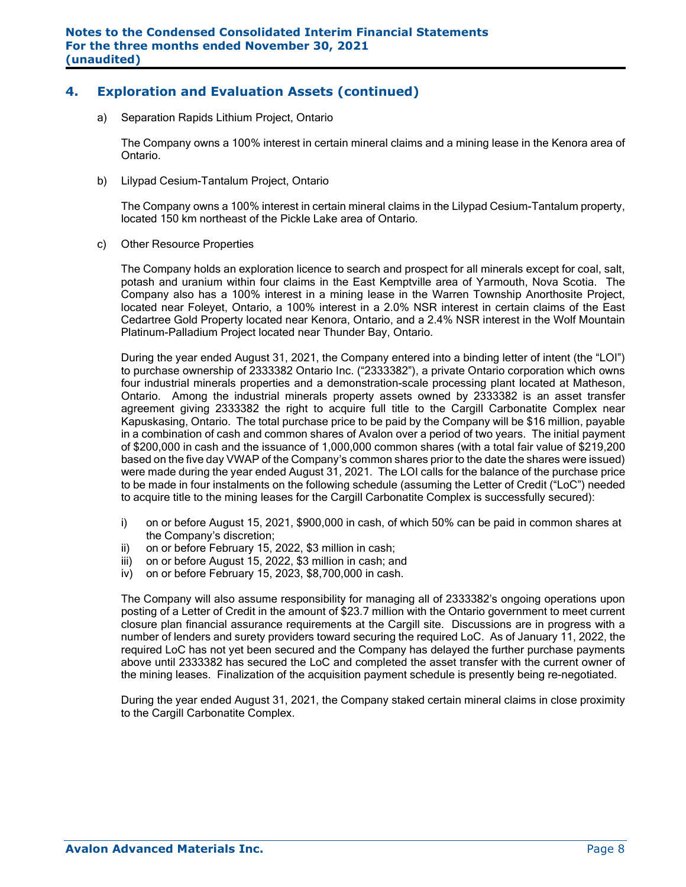## 4. Exploration and Evaluation Assets (continued)

a) Separation Rapids Lithium Project, Ontario

The Company owns a 100% interest in certain mineral claims and a mining lease in the Kenora area of Ontario.

b) Lilypad Cesium-Tantalum Project, Ontario

The Company owns a 100% interest in certain mineral claims in the Lilypad Cesium-Tantalum property, located 150 km northeast of the Pickle Lake area of Ontario.

c) Other Resource Properties

The Company holds an exploration licence to search and prospect for all minerals except for coal, salt, potash and uranium within four claims in the East Kemptville area of Yarmouth, Nova Scotia. The Company also has a 100% interest in a mining lease in the Warren Township Anorthosite Project, located near Foleyet, Ontario, a 100% interest in a 2.0% NSR interest in certain claims of the East Cedartree Gold Property located near Kenora, Ontario, and a 2.4% NSR interest in the Wolf Mountain Platinum-Palladium Project located near Thunder Bay, Ontario.

During the year ended August 31, 2021, the Company entered into a binding letter of intent (the "LOI") to purchase ownership of 2333382 Ontario Inc. ("2333382"), a private Ontario corporation which owns four industrial minerals properties and a demonstration-scale processing plant located at Matheson, Ontario. Among the industrial minerals property assets owned by 2333382 is an asset transfer agreement giving 2333382 the right to acquire full title to the Cargill Carbonatite Complex near Kapuskasing, Ontario. The total purchase price to be paid by the Company will be $16 million, payable in a combination of cash and common shares of Avalon over a period of two years. The initial payment of $200,000 in cash and the issuance of 1,000,000 common shares (with a total fair value of $219,200 based on the five day VWAP of the Company's common shares prior to the date the shares were issued) were made during the year ended August 31, 2021. The LOI calls for the balance of the purchase price to be made in four instalments on the following schedule (assuming the Letter of Credit ("LoC") needed to acquire title to the mining leases for the Cargill Carbonatite Complex is successfully secured):

i) on or before August 15, 2021, $900,000 in cash, of which 50% can be paid in common shares at the Company's discretion;
ii) on or before February 15, 2022, $3 million in cash;
iii) on or before August 15, 2022, $3 million in cash; and
iv) on or before February 15, 2023, $8,700,000 in cash.

The Company will also assume responsibility for managing all of 2333382's ongoing operations upon posting of a Letter of Credit in the amount of $23.7 million with the Ontario government to meet current closure plan financial assurance requirements at the Cargill site. Discussions are in progress with a number of lenders and surety providers toward securing the required LoC. As of January 11, 2022, the required LoC has not yet been secured and the Company has delayed the further purchase payments above until 2333382 has secured the LoC and completed the asset transfer with the current owner of the mining leases. Finalization of the acquisition payment schedule is presently being re-negotiated.

During the year ended August 31, 2021, the Company staked certain mineral claims in close proximity to the Cargill Carbonatite Complex.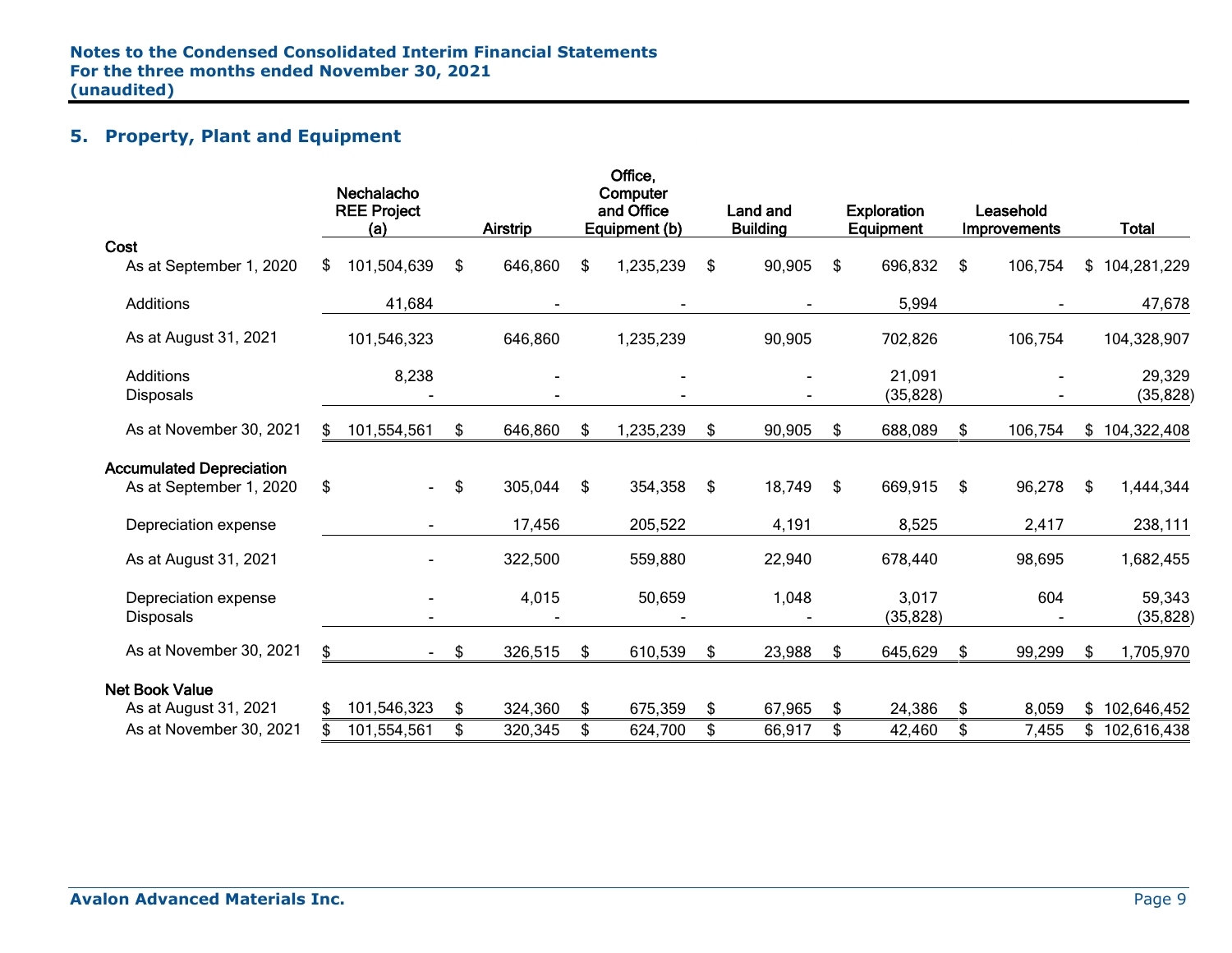## 5. Property, Plant and Equipment

| | Nechalacho REE Project (a) | Airstrip | Office, Computer and Office Equipment (b) | Land and Building | Exploration Equipment | Leasehold Improvements | Total |
|---|---|---|---|---|---|---|---|
| **Cost** | | | | | | | |
| As at September 1, 2020 | $ 101,504,639 | $ 646,860 | $ 1,235,239 | $ 90,905 | $ 696,832 | $ 106,754 | $ 104,281,229 |
| Additions | 41,684 | - | - | - | 5,994 | - | 47,678 |
| As at August 31, 2021 | 101,546,323 | 646,860 | 1,235,239 | 90,905 | 702,826 | 106,754 | 104,328,907 |
| Additions | 8,238 | - | - | - | 21,091 | - | 29,329 |
| Disposals | - | - | - | - | (35,828) | - | (35,828) |
| As at November 30, 2021 | $ 101,554,561 | $ 646,860 | $ 1,235,239 | $ 90,905 | $ 688,089 | $ 106,754 | $ 104,322,408 |
| **Accumulated Depreciation** | | | | | | | |
| As at September 1, 2020 | $ - | $ 305,044 | $ 354,358 | $ 18,749 | $ 669,915 | $ 96,278 | $ 1,444,344 |
| Depreciation expense | - | 17,456 | 205,522 | 4,191 | 8,525 | 2,417 | 238,111 |
| As at August 31, 2021 | - | 322,500 | 559,880 | 22,940 | 678,440 | 98,695 | 1,682,455 |
| Depreciation expense | - | 4,015 | 50,659 | 1,048 | 3,017 | 604 | 59,343 |
| Disposals | - | - | - | - | (35,828) | - | (35,828) |
| As at November 30, 2021 | $ - | $ 326,515 | $ 610,539 | $ 23,988 | $ 645,629 | $ 99,299 | $ 1,705,970 |
| **Net Book Value** | | | | | | | |
| As at August 31, 2021 | $ 101,546,323 | $ 324,360 | $ 675,359 | $ 67,965 | $ 24,386 | $ 8,059 | $ 102,646,452 |
| As at November 30, 2021 | $ 101,554,561 | $ 320,345 | $ 624,700 | $ 66,917 | $ 42,460 | $ 7,455 | $ 102,616,438 |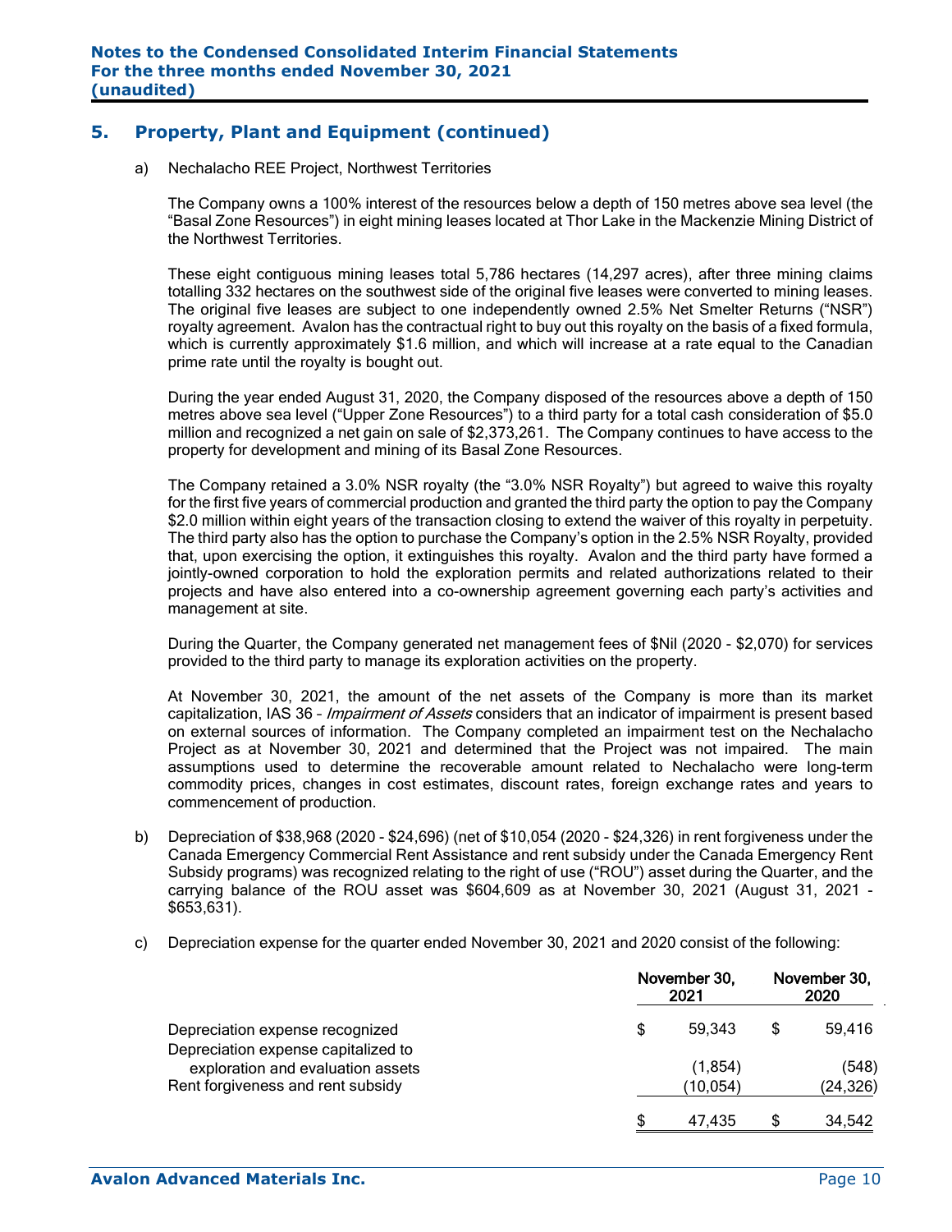## 5. Property, Plant and Equipment (continued)

a) Nechalacho REE Project, Northwest Territories

The Company owns a 100% interest of the resources below a depth of 150 metres above sea level (the "Basal Zone Resources") in eight mining leases located at Thor Lake in the Mackenzie Mining District of the Northwest Territories.

These eight contiguous mining leases total 5,786 hectares (14,297 acres), after three mining claims totalling 332 hectares on the southwest side of the original five leases were converted to mining leases. The original five leases are subject to one independently owned 2.5% Net Smelter Returns ("NSR") royalty agreement. Avalon has the contractual right to buy out this royalty on the basis of a fixed formula, which is currently approximately $1.6 million, and which will increase at a rate equal to the Canadian prime rate until the royalty is bought out.

During the year ended August 31, 2020, the Company disposed of the resources above a depth of 150 metres above sea level ("Upper Zone Resources") to a third party for a total cash consideration of $5.0 million and recognized a net gain on sale of $2,373,261. The Company continues to have access to the property for development and mining of its Basal Zone Resources.

The Company retained a 3.0% NSR royalty (the "3.0% NSR Royalty") but agreed to waive this royalty for the first five years of commercial production and granted the third party the option to pay the Company $2.0 million within eight years of the transaction closing to extend the waiver of this royalty in perpetuity. The third party also has the option to purchase the Company's option in the 2.5% NSR Royalty, provided that, upon exercising the option, it extinguishes this royalty. Avalon and the third party have formed a jointly-owned corporation to hold the exploration permits and related authorizations related to their projects and have also entered into a co-ownership agreement governing each party's activities and management at site.

During the Quarter, the Company generated net management fees of $Nil (2020 - $2,070) for services provided to the third party to manage its exploration activities on the property.

At November 30, 2021, the amount of the net assets of the Company is more than its market capitalization, IAS 36 – *Impairment of Assets* considers that an indicator of impairment is present based on external sources of information. The Company completed an impairment test on the Nechalacho Project as at November 30, 2021 and determined that the Project was not impaired. The main assumptions used to determine the recoverable amount related to Nechalacho were long-term commodity prices, changes in cost estimates, discount rates, foreign exchange rates and years to commencement of production.

b) Depreciation of $38,968 (2020 - $24,696) (net of $10,054 (2020 - $24,326) in rent forgiveness under the Canada Emergency Commercial Rent Assistance and rent subsidy under the Canada Emergency Rent Subsidy programs) was recognized relating to the right of use ("ROU") asset during the Quarter, and the carrying balance of the ROU asset was $604,609 as at November 30, 2021 (August 31, 2021 - $653,631).

c) Depreciation expense for the quarter ended November 30, 2021 and 2020 consist of the following:

| | November 30, 2021 | November 30, 2020 |
|---|---|---|
| Depreciation expense recognized | $ 59,343 | $ 59,416 |
| Depreciation expense capitalized to exploration and evaluation assets | (1,854) | (548) |
| Rent forgiveness and rent subsidy | (10,054) | (24,326) |
| | $ 47,435 | $ 34,542 |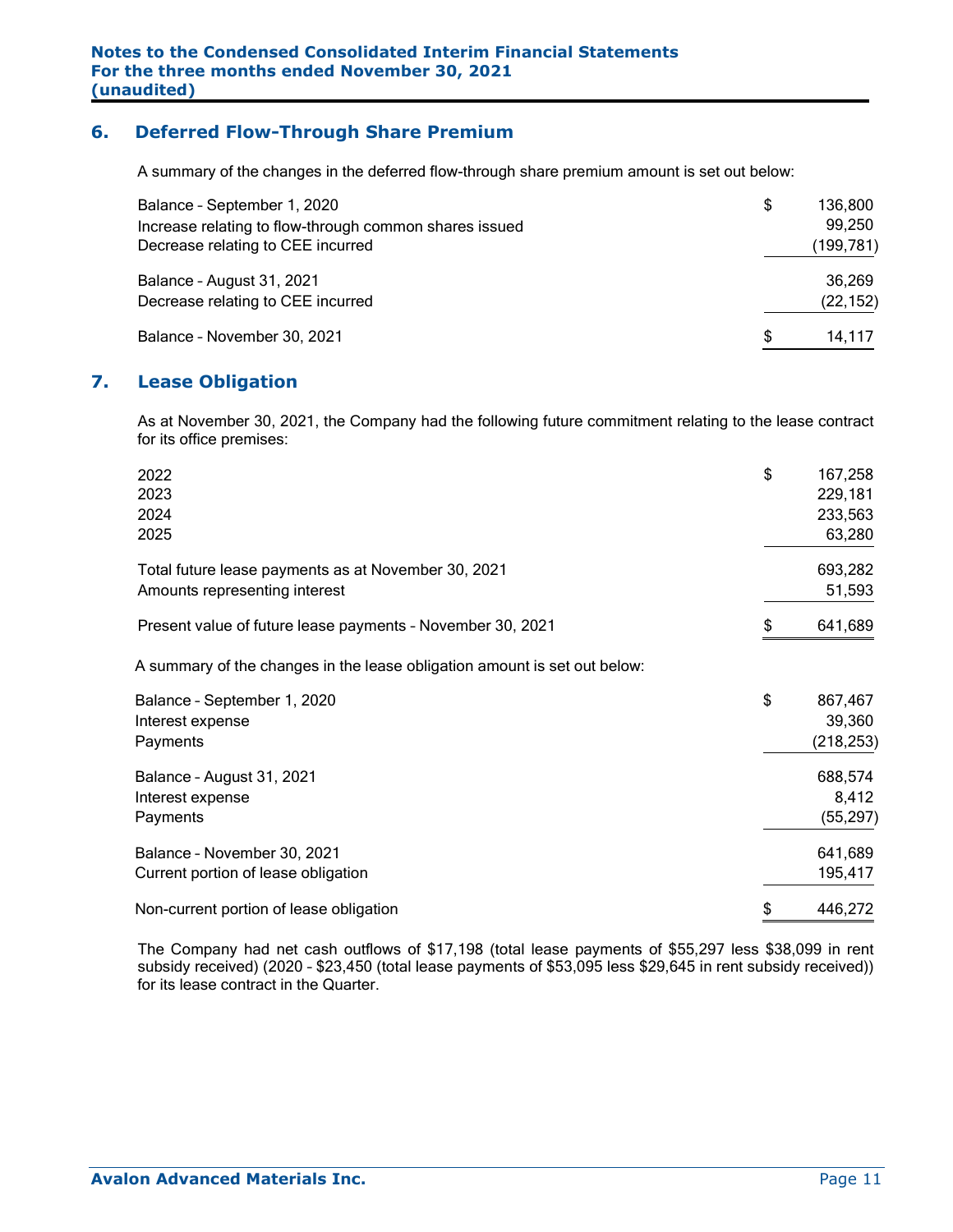## 6. Deferred Flow-Through Share Premium

A summary of the changes in the deferred flow-through share premium amount is set out below:

| | |
|---|---|
| Balance – September 1, 2020 | $ 136,800 |
| Increase relating to flow-through common shares issued | 99,250 |
| Decrease relating to CEE incurred | (199,781) |
| Balance – August 31, 2021 | 36,269 |
| Decrease relating to CEE incurred | (22,152) |
| Balance – November 30, 2021 | $ 14,117 |

## 7. Lease Obligation

As at November 30, 2021, the Company had the following future commitment relating to the lease contract for its office premises:

| | |
|---|---|
| 2022 | $ 167,258 |
| 2023 | 229,181 |
| 2024 | 233,563 |
| 2025 | 63,280 |
| Total future lease payments as at November 30, 2021 | 693,282 |
| Amounts representing interest | 51,593 |
| Present value of future lease payments – November 30, 2021 | $ 641,689 |

A summary of the changes in the lease obligation amount is set out below:

| | |
|---|---|
| Balance – September 1, 2020 | $ 867,467 |
| Interest expense | 39,360 |
| Payments | (218,253) |
| Balance – August 31, 2021 | 688,574 |
| Interest expense | 8,412 |
| Payments | (55,297) |
| Balance – November 30, 2021 | 641,689 |
| Current portion of lease obligation | 195,417 |
| Non-current portion of lease obligation | $ 446,272 |

The Company had net cash outflows of $17,198 (total lease payments of $55,297 less $38,099 in rent subsidy received) (2020 – $23,450 (total lease payments of $53,095 less $29,645 in rent subsidy received)) for its lease contract in the Quarter.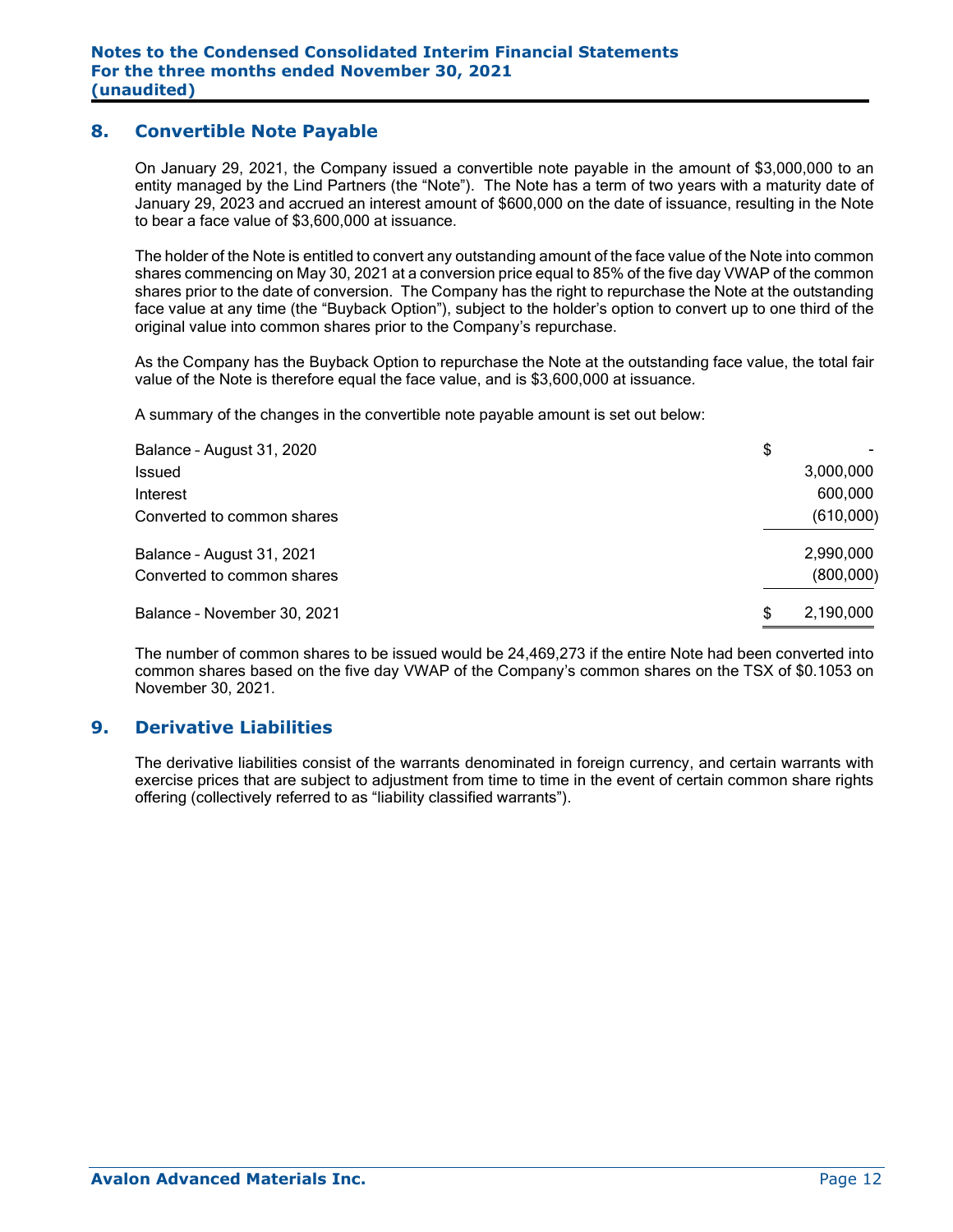## 8. Convertible Note Payable

On January 29, 2021, the Company issued a convertible note payable in the amount of $3,000,000 to an entity managed by the Lind Partners (the "Note"). The Note has a term of two years with a maturity date of January 29, 2023 and accrued an interest amount of $600,000 on the date of issuance, resulting in the Note to bear a face value of $3,600,000 at issuance.

The holder of the Note is entitled to convert any outstanding amount of the face value of the Note into common shares commencing on May 30, 2021 at a conversion price equal to 85% of the five day VWAP of the common shares prior to the date of conversion. The Company has the right to repurchase the Note at the outstanding face value at any time (the "Buyback Option"), subject to the holder's option to convert up to one third of the original value into common shares prior to the Company's repurchase.

As the Company has the Buyback Option to repurchase the Note at the outstanding face value, the total fair value of the Note is therefore equal the face value, and is $3,600,000 at issuance.

A summary of the changes in the convertible note payable amount is set out below:

| | |
|---|---|
| Balance – August 31, 2020 | $ - |
| Issued | 3,000,000 |
| Interest | 600,000 |
| Converted to common shares | (610,000) |
| Balance – August 31, 2021 | 2,990,000 |
| Converted to common shares | (800,000) |
| Balance – November 30, 2021 | $ 2,190,000 |

The number of common shares to be issued would be 24,469,273 if the entire Note had been converted into common shares based on the five day VWAP of the Company's common shares on the TSX of $0.1053 on November 30, 2021.

## 9. Derivative Liabilities

The derivative liabilities consist of the warrants denominated in foreign currency, and certain warrants with exercise prices that are subject to adjustment from time to time in the event of certain common share rights offering (collectively referred to as "liability classified warrants").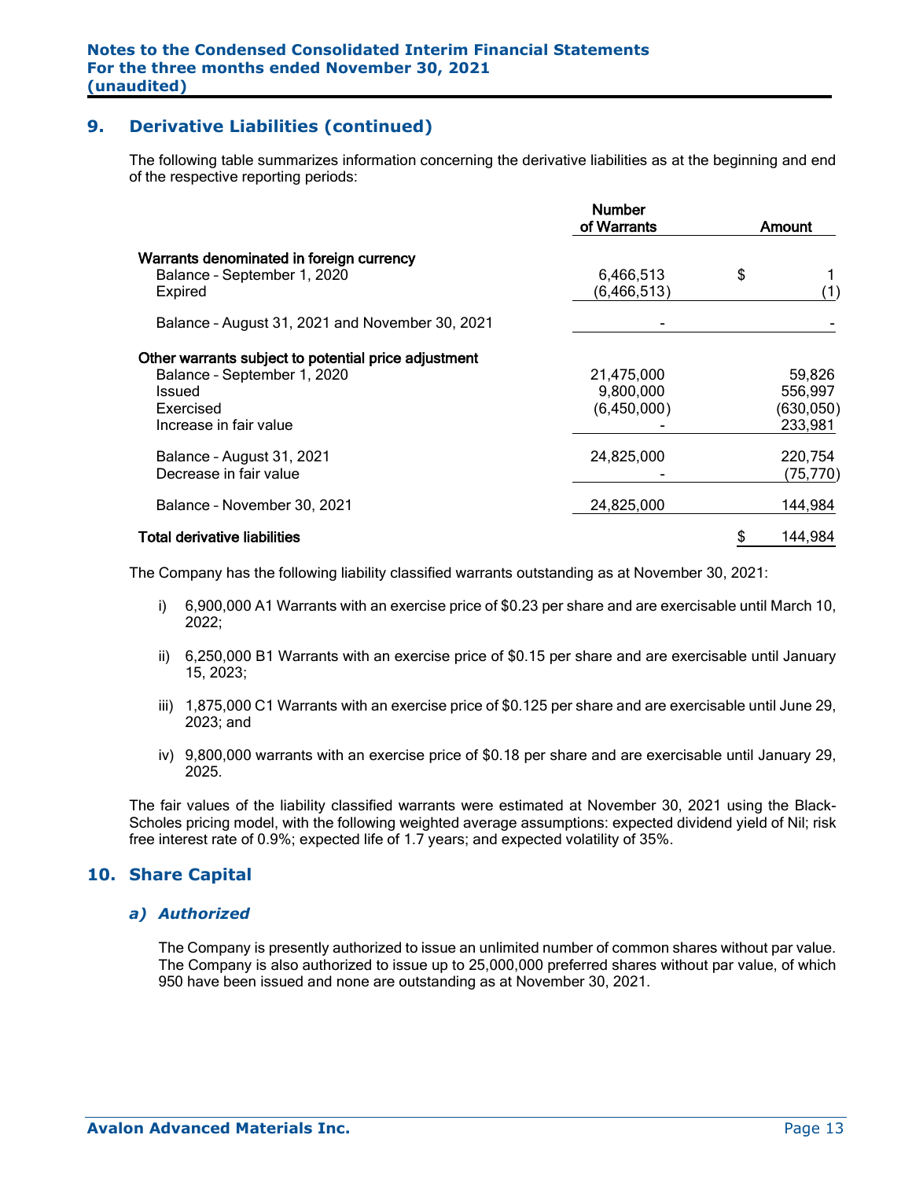## 9. Derivative Liabilities (continued)

The following table summarizes information concerning the derivative liabilities as at the beginning and end of the respective reporting periods:

| | Number of Warrants | Amount |
|---|---|---|
| **Warrants denominated in foreign currency** | | |
| Balance – September 1, 2020 | 6,466,513 | $ 1 |
| Expired | (6,466,513) | (1) |
| Balance – August 31, 2021 and November 30, 2021 | - | - |
| **Other warrants subject to potential price adjustment** | | |
| Balance – September 1, 2020 | 21,475,000 | 59,826 |
| Issued | 9,800,000 | 556,997 |
| Exercised | (6,450,000) | (630,050) |
| Increase in fair value | - | 233,981 |
| Balance – August 31, 2021 | 24,825,000 | 220,754 |
| Decrease in fair value | - | (75,770) |
| Balance – November 30, 2021 | 24,825,000 | 144,984 |
| **Total derivative liabilities** | | $ 144,984 |

The Company has the following liability classified warrants outstanding as at November 30, 2021:

i) 6,900,000 A1 Warrants with an exercise price of $0.23 per share and are exercisable until March 10, 2022;

ii) 6,250,000 B1 Warrants with an exercise price of $0.15 per share and are exercisable until January 15, 2023;

iii) 1,875,000 C1 Warrants with an exercise price of $0.125 per share and are exercisable until June 29, 2023; and

iv) 9,800,000 warrants with an exercise price of $0.18 per share and are exercisable until January 29, 2025.

The fair values of the liability classified warrants were estimated at November 30, 2021 using the Black-Scholes pricing model, with the following weighted average assumptions: expected dividend yield of Nil; risk free interest rate of 0.9%; expected life of 1.7 years; and expected volatility of 35%.

## 10. Share Capital

### *a) Authorized*

The Company is presently authorized to issue an unlimited number of common shares without par value. The Company is also authorized to issue up to 25,000,000 preferred shares without par value, of which 950 have been issued and none are outstanding as at November 30, 2021.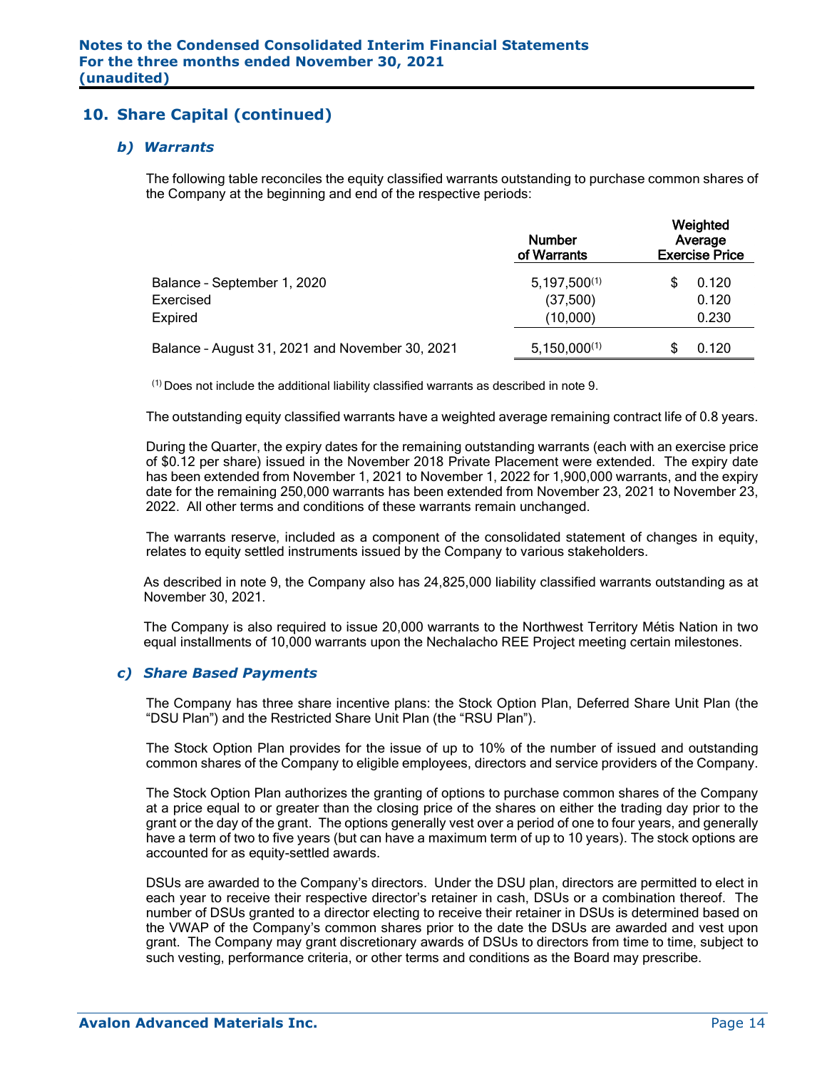## 10. Share Capital (continued)

### *b) Warrants*

The following table reconciles the equity classified warrants outstanding to purchase common shares of the Company at the beginning and end of the respective periods:

| | Number of Warrants | Weighted Average Exercise Price |
|---|---|---|
| Balance – September 1, 2020 | 5,197,500[(1)] | $ 0.120 |
| Exercised | (37,500) | 0.120 |
| Expired | (10,000) | 0.230 |
| Balance – August 31, 2021 and November 30, 2021 | 5,150,000[(1)] | $ 0.120 |

[(1)] Does not include the additional liability classified warrants as described in note 9.

The outstanding equity classified warrants have a weighted average remaining contract life of 0.8 years.

During the Quarter, the expiry dates for the remaining outstanding warrants (each with an exercise price of $0.12 per share) issued in the November 2018 Private Placement were extended. The expiry date has been extended from November 1, 2021 to November 1, 2022 for 1,900,000 warrants, and the expiry date for the remaining 250,000 warrants has been extended from November 23, 2021 to November 23, 2022. All other terms and conditions of these warrants remain unchanged.

The warrants reserve, included as a component of the consolidated statement of changes in equity, relates to equity settled instruments issued by the Company to various stakeholders.

As described in note 9, the Company also has 24,825,000 liability classified warrants outstanding as at November 30, 2021.

The Company is also required to issue 20,000 warrants to the Northwest Territory Métis Nation in two equal installments of 10,000 warrants upon the Nechalacho REE Project meeting certain milestones.

### *c) Share Based Payments*

The Company has three share incentive plans: the Stock Option Plan, Deferred Share Unit Plan (the "DSU Plan") and the Restricted Share Unit Plan (the "RSU Plan").

The Stock Option Plan provides for the issue of up to 10% of the number of issued and outstanding common shares of the Company to eligible employees, directors and service providers of the Company.

The Stock Option Plan authorizes the granting of options to purchase common shares of the Company at a price equal to or greater than the closing price of the shares on either the trading day prior to the grant or the day of the grant. The options generally vest over a period of one to four years, and generally have a term of two to five years (but can have a maximum term of up to 10 years). The stock options are accounted for as equity-settled awards.

DSUs are awarded to the Company's directors. Under the DSU plan, directors are permitted to elect in each year to receive their respective director's retainer in cash, DSUs or a combination thereof. The number of DSUs granted to a director electing to receive their retainer in DSUs is determined based on the VWAP of the Company's common shares prior to the date the DSUs are awarded and vest upon grant. The Company may grant discretionary awards of DSUs to directors from time to time, subject to such vesting, performance criteria, or other terms and conditions as the Board may prescribe.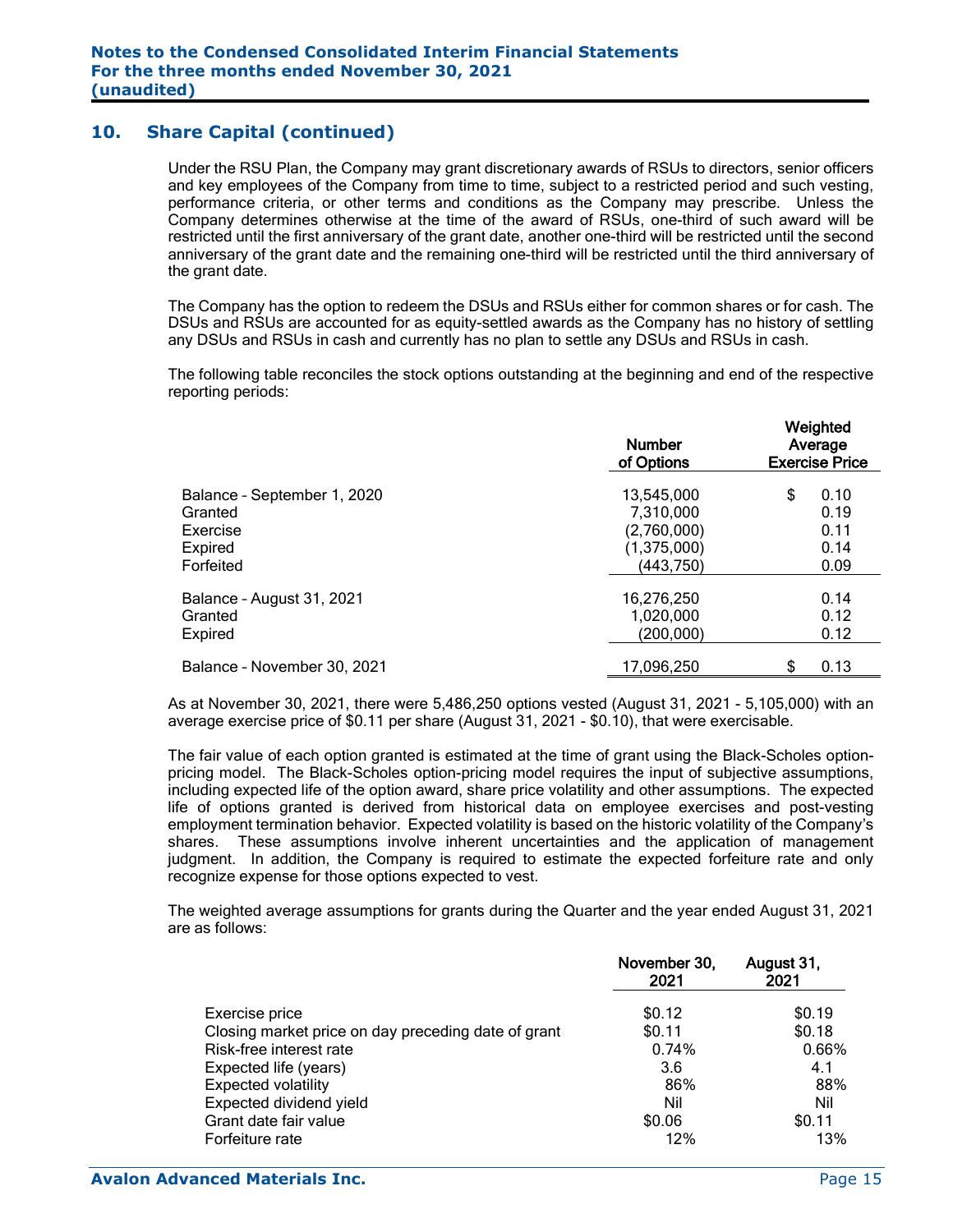## 10. Share Capital (continued)

Under the RSU Plan, the Company may grant discretionary awards of RSUs to directors, senior officers and key employees of the Company from time to time, subject to a restricted period and such vesting, performance criteria, or other terms and conditions as the Company may prescribe. Unless the Company determines otherwise at the time of the award of RSUs, one-third of such award will be restricted until the first anniversary of the grant date, another one-third will be restricted until the second anniversary of the grant date and the remaining one-third will be restricted until the third anniversary of the grant date.

The Company has the option to redeem the DSUs and RSUs either for common shares or for cash. The DSUs and RSUs are accounted for as equity-settled awards as the Company has no history of settling any DSUs and RSUs in cash and currently has no plan to settle any DSUs and RSUs in cash.

The following table reconciles the stock options outstanding at the beginning and end of the respective reporting periods:

| | Number of Options | Weighted Average Exercise Price |
|---|---|---|
| Balance - September 1, 2020 | 13,545,000 | $ 0.10 |
| Granted | 7,310,000 | 0.19 |
| Exercise | (2,760,000) | 0.11 |
| Expired | (1,375,000) | 0.14 |
| Forfeited | (443,750) | 0.09 |
| Balance - August 31, 2021 | 16,276,250 | 0.14 |
| Granted | 1,020,000 | 0.12 |
| Expired | (200,000) | 0.12 |
| Balance - November 30, 2021 | 17,096,250 | $ 0.13 |

As at November 30, 2021, there were 5,486,250 options vested (August 31, 2021 - 5,105,000) with an average exercise price of $0.11 per share (August 31, 2021 - $0.10), that were exercisable.

The fair value of each option granted is estimated at the time of grant using the Black-Scholes option-pricing model. The Black-Scholes option-pricing model requires the input of subjective assumptions, including expected life of the option award, share price volatility and other assumptions. The expected life of options granted is derived from historical data on employee exercises and post-vesting employment termination behavior. Expected volatility is based on the historic volatility of the Company's shares. These assumptions involve inherent uncertainties and the application of management judgment. In addition, the Company is required to estimate the expected forfeiture rate and only recognize expense for those options expected to vest.

The weighted average assumptions for grants during the Quarter and the year ended August 31, 2021 are as follows:

| | November 30, 2021 | August 31, 2021 |
|---|---|---|
| Exercise price | $0.12 | $0.19 |
| Closing market price on day preceding date of grant | $0.11 | $0.18 |
| Risk-free interest rate | 0.74% | 0.66% |
| Expected life (years) | 3.6 | 4.1 |
| Expected volatility | 86% | 88% |
| Expected dividend yield | Nil | Nil |
| Grant date fair value | $0.06 | $0.11 |
| Forfeiture rate | 12% | 13% |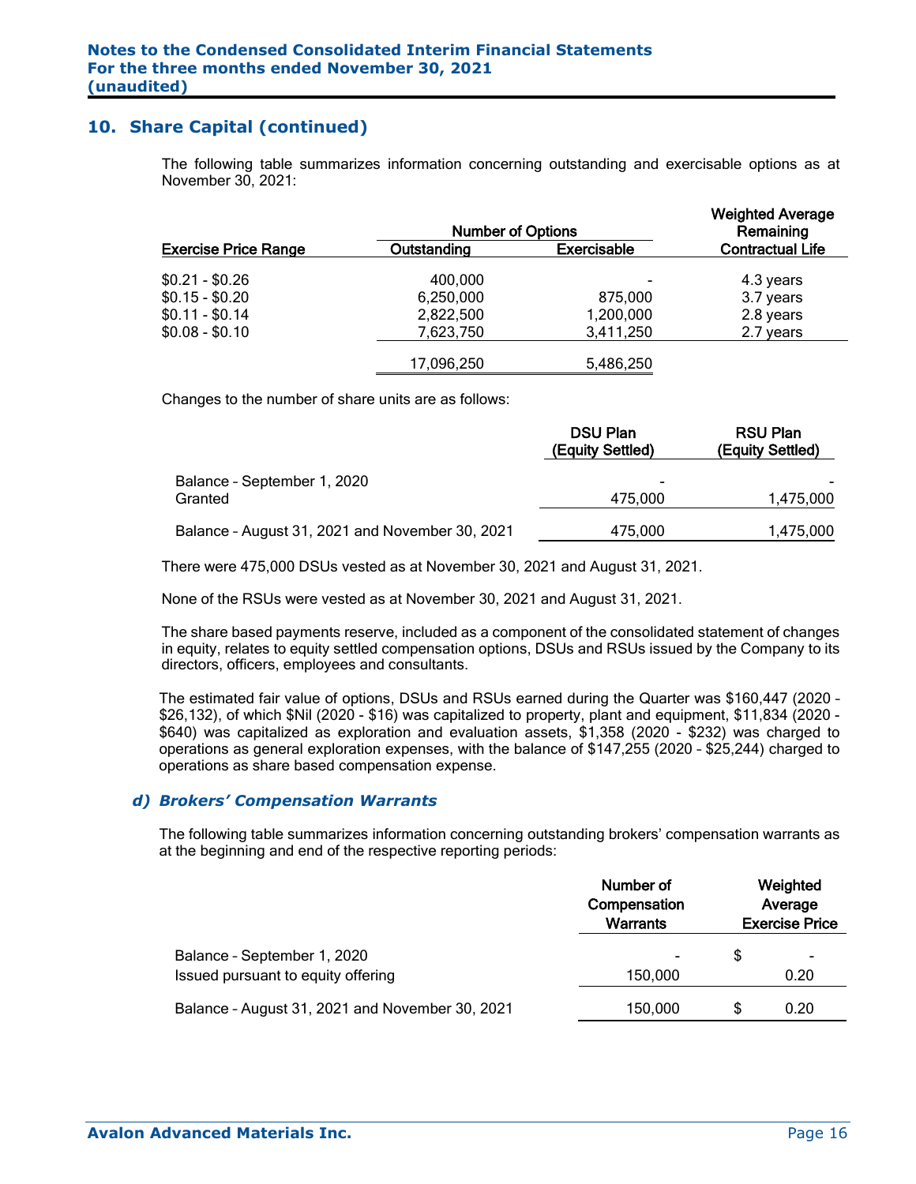## 10. Share Capital (continued)

The following table summarizes information concerning outstanding and exercisable options as at November 30, 2021:

| Exercise Price Range | Number of Options | | Weighted Average Remaining |
|---|---|---|---|
| | Outstanding | Exercisable | Contractual Life |
| $0.21 - $0.26 | 400,000 | - | 4.3 years |
| $0.15 - $0.20 | 6,250,000 | 875,000 | 3.7 years |
| $0.11 - $0.14 | 2,822,500 | 1,200,000 | 2.8 years |
| $0.08 - $0.10 | 7,623,750 | 3,411,250 | 2.7 years |
| | 17,096,250 | 5,486,250 | |

Changes to the number of share units are as follows:

| | DSU Plan (Equity Settled) | RSU Plan (Equity Settled) |
|---|---|---|
| Balance – September 1, 2020 | - | - |
| Granted | 475,000 | 1,475,000 |
| Balance – August 31, 2021 and November 30, 2021 | 475,000 | 1,475,000 |

There were 475,000 DSUs vested as at November 30, 2021 and August 31, 2021.

None of the RSUs were vested as at November 30, 2021 and August 31, 2021.

The share based payments reserve, included as a component of the consolidated statement of changes in equity, relates to equity settled compensation options, DSUs and RSUs issued by the Company to its directors, officers, employees and consultants.

The estimated fair value of options, DSUs and RSUs earned during the Quarter was $160,447 (2020 – $26,132), of which $Nil (2020 - $16) was capitalized to property, plant and equipment, $11,834 (2020 - $640) was capitalized as exploration and evaluation assets, $1,358 (2020 - $232) was charged to operations as general exploration expenses, with the balance of $147,255 (2020 – $25,244) charged to operations as share based compensation expense.

### *d) Brokers' Compensation Warrants*

The following table summarizes information concerning outstanding brokers' compensation warrants as at the beginning and end of the respective reporting periods:

| | Number of Compensation Warrants | Weighted Average Exercise Price |
|---|---|---|
| Balance – September 1, 2020 | - | $ - |
| Issued pursuant to equity offering | 150,000 | 0.20 |
| Balance – August 31, 2021 and November 30, 2021 | 150,000 | $ 0.20 |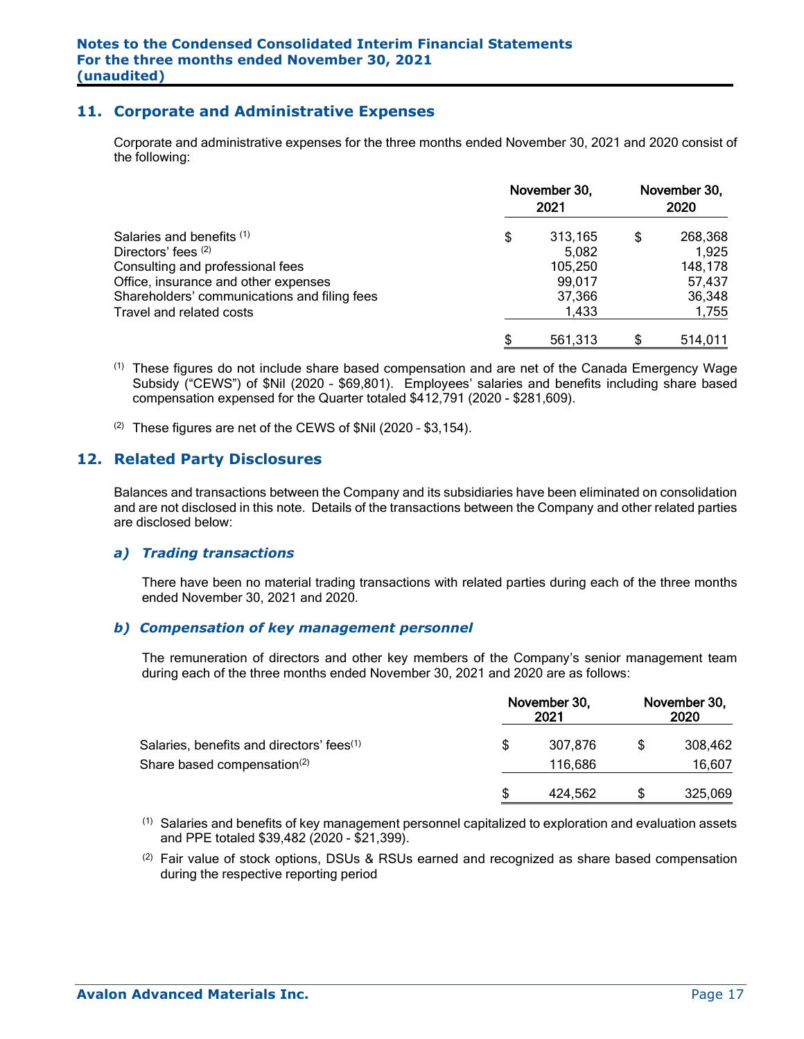## 11. Corporate and Administrative Expenses

Corporate and administrative expenses for the three months ended November 30, 2021 and 2020 consist of the following:

| | November 30, 2021 | November 30, 2020 |
|---|---|---|
| Salaries and benefits [(1)] | $ 313,165 | $ 268,368 |
| Directors' fees [(2)] | 5,082 | 1,925 |
| Consulting and professional fees | 105,250 | 148,178 |
| Office, insurance and other expenses | 99,017 | 57,437 |
| Shareholders' communications and filing fees | 37,366 | 36,348 |
| Travel and related costs | 1,433 | 1,755 |
| | $ 561,313 | $ 514,011 |

[(1)] These figures do not include share based compensation and are net of the Canada Emergency Wage Subsidy ("CEWS") of $Nil (2020 – $69,801). Employees' salaries and benefits including share based compensation expensed for the Quarter totaled $412,791 (2020 - $281,609).

[(2)] These figures are net of the CEWS of $Nil (2020 – $3,154).

## 12. Related Party Disclosures

Balances and transactions between the Company and its subsidiaries have been eliminated on consolidation and are not disclosed in this note. Details of the transactions between the Company and other related parties are disclosed below:

### *a) Trading transactions*

There have been no material trading transactions with related parties during each of the three months ended November 30, 2021 and 2020.

### *b) Compensation of key management personnel*

The remuneration of directors and other key members of the Company's senior management team during each of the three months ended November 30, 2021 and 2020 are as follows:

| | November 30, 2021 | November 30, 2020 |
|---|---|---|
| Salaries, benefits and directors' fees[(1)] | $ 307,876 | $ 308,462 |
| Share based compensation[(2)] | 116,686 | 16,607 |
| | $ 424,562 | $ 325,069 |

[(1)] Salaries and benefits of key management personnel capitalized to exploration and evaluation assets and PPE totaled $39,482 (2020 - $21,399).

[(2)] Fair value of stock options, DSUs & RSUs earned and recognized as share based compensation during the respective reporting period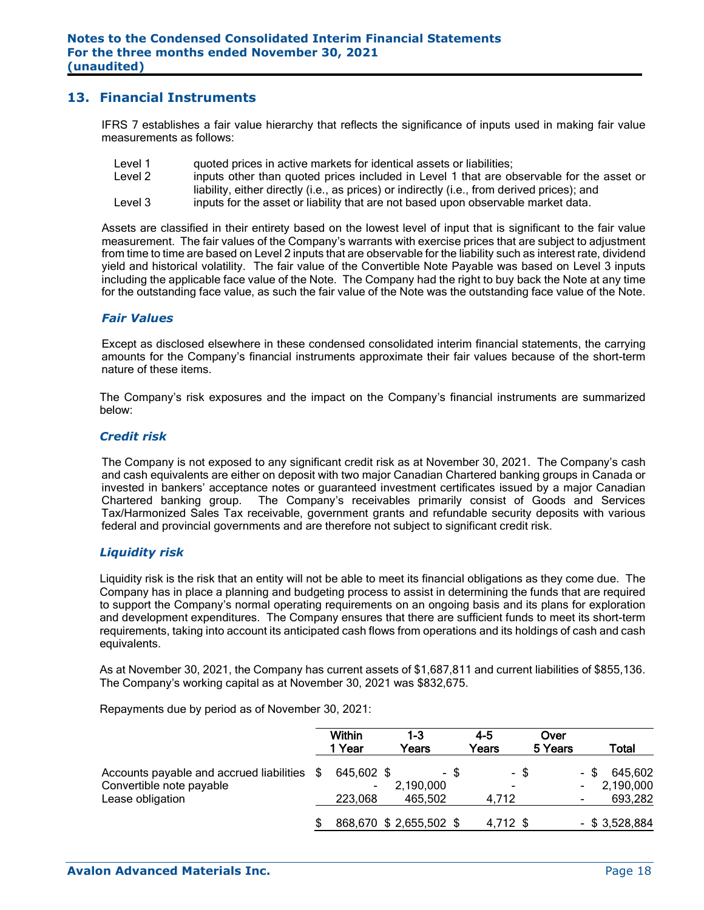## 13. Financial Instruments

IFRS 7 establishes a fair value hierarchy that reflects the significance of inputs used in making fair value measurements as follows:

| | |
|---|---|
| Level 1 | quoted prices in active markets for identical assets or liabilities; |
| Level 2 | inputs other than quoted prices included in Level 1 that are observable for the asset or liability, either directly (i.e., as prices) or indirectly (i.e., from derived prices); and |
| Level 3 | inputs for the asset or liability that are not based upon observable market data. |

Assets are classified in their entirety based on the lowest level of input that is significant to the fair value measurement. The fair values of the Company's warrants with exercise prices that are subject to adjustment from time to time are based on Level 2 inputs that are observable for the liability such as interest rate, dividend yield and historical volatility. The fair value of the Convertible Note Payable was based on Level 3 inputs including the applicable face value of the Note. The Company had the right to buy back the Note at any time for the outstanding face value, as such the fair value of the Note was the outstanding face value of the Note.

### *Fair Values*

Except as disclosed elsewhere in these condensed consolidated interim financial statements, the carrying amounts for the Company's financial instruments approximate their fair values because of the short-term nature of these items.

The Company's risk exposures and the impact on the Company's financial instruments are summarized below:

### *Credit risk*

The Company is not exposed to any significant credit risk as at November 30, 2021. The Company's cash and cash equivalents are either on deposit with two major Canadian Chartered banking groups in Canada or invested in bankers' acceptance notes or guaranteed investment certificates issued by a major Canadian Chartered banking group. The Company's receivables primarily consist of Goods and Services Tax/Harmonized Sales Tax receivable, government grants and refundable security deposits with various federal and provincial governments and are therefore not subject to significant credit risk.

### *Liquidity risk*

Liquidity risk is the risk that an entity will not be able to meet its financial obligations as they come due. The Company has in place a planning and budgeting process to assist in determining the funds that are required to support the Company's normal operating requirements on an ongoing basis and its plans for exploration and development expenditures. The Company ensures that there are sufficient funds to meet its short-term requirements, taking into account its anticipated cash flows from operations and its holdings of cash and cash equivalents.

As at November 30, 2021, the Company has current assets of $1,687,811 and current liabilities of $855,136. The Company's working capital as at November 30, 2021 was $832,675.

Repayments due by period as of November 30, 2021:

| | Within 1 Year | 1-3 Years | 4-5 Years | Over 5 Years | Total |
|---|---|---|---|---|---|
| Accounts payable and accrued liabilities | $ 645,602 | $ - | $ - | $ - | $ 645,602 |
| Convertible note payable | - | 2,190,000 | - | - | 2,190,000 |
| Lease obligation | 223,068 | 465,502 | 4,712 | - | 693,282 |
| | $ 868,670 | $ 2,655,502 | $ 4,712 | $ - | $ 3,528,884 |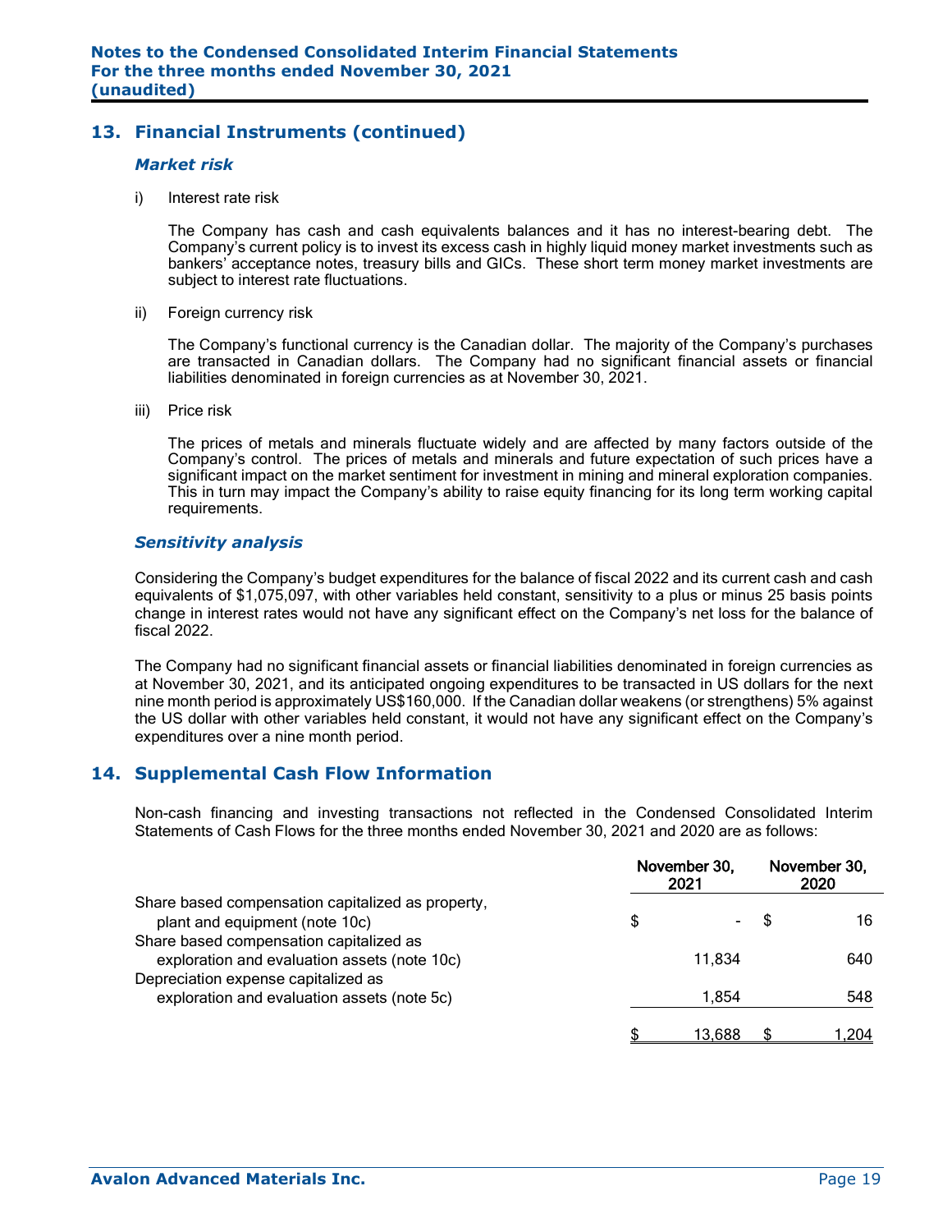## 13. Financial Instruments (continued)

### *Market risk*

i) Interest rate risk

The Company has cash and cash equivalents balances and it has no interest-bearing debt. The Company's current policy is to invest its excess cash in highly liquid money market investments such as bankers' acceptance notes, treasury bills and GICs. These short term money market investments are subject to interest rate fluctuations.

ii) Foreign currency risk

The Company's functional currency is the Canadian dollar. The majority of the Company's purchases are transacted in Canadian dollars. The Company had no significant financial assets or financial liabilities denominated in foreign currencies as at November 30, 2021.

iii) Price risk

The prices of metals and minerals fluctuate widely and are affected by many factors outside of the Company's control. The prices of metals and minerals and future expectation of such prices have a significant impact on the market sentiment for investment in mining and mineral exploration companies. This in turn may impact the Company's ability to raise equity financing for its long term working capital requirements.

### *Sensitivity analysis*

Considering the Company's budget expenditures for the balance of fiscal 2022 and its current cash and cash equivalents of $1,075,097, with other variables held constant, sensitivity to a plus or minus 25 basis points change in interest rates would not have any significant effect on the Company's net loss for the balance of fiscal 2022.

The Company had no significant financial assets or financial liabilities denominated in foreign currencies as at November 30, 2021, and its anticipated ongoing expenditures to be transacted in US dollars for the next nine month period is approximately US$160,000. If the Canadian dollar weakens (or strengthens) 5% against the US dollar with other variables held constant, it would not have any significant effect on the Company's expenditures over a nine month period.

## 14. Supplemental Cash Flow Information

Non-cash financing and investing transactions not reflected in the Condensed Consolidated Interim Statements of Cash Flows for the three months ended November 30, 2021 and 2020 are as follows:

| | November 30, 2021 | November 30, 2020 |
|---|---|---|
| Share based compensation capitalized as property, plant and equipment (note 10c) | $ - | $ 16 |
| Share based compensation capitalized as exploration and evaluation assets (note 10c) | 11,834 | 640 |
| Depreciation expense capitalized as exploration and evaluation assets (note 5c) | 1,854 | 548 |
| | $ 13,688 | $ 1,204 |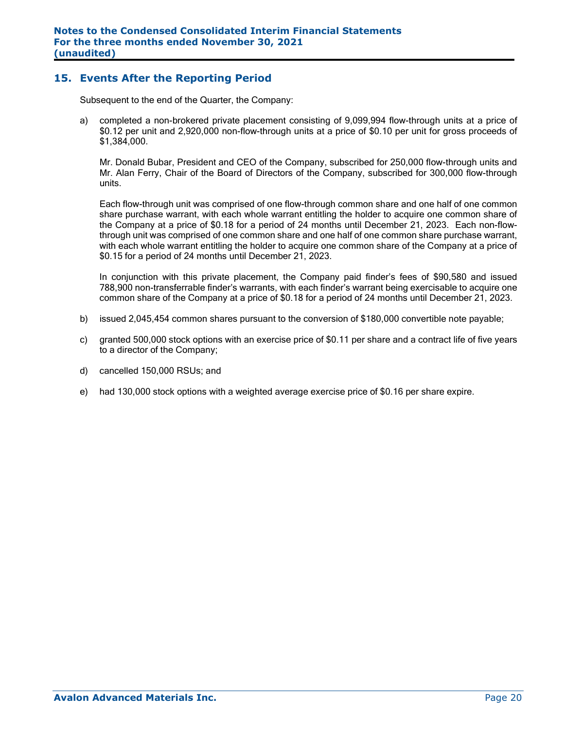## 15. Events After the Reporting Period

Subsequent to the end of the Quarter, the Company:

a) completed a non-brokered private placement consisting of 9,099,994 flow-through units at a price of $0.12 per unit and 2,920,000 non-flow-through units at a price of $0.10 per unit for gross proceeds of $1,384,000.

   Mr. Donald Bubar, President and CEO of the Company, subscribed for 250,000 flow-through units and Mr. Alan Ferry, Chair of the Board of Directors of the Company, subscribed for 300,000 flow-through units.

   Each flow-through unit was comprised of one flow-through common share and one half of one common share purchase warrant, with each whole warrant entitling the holder to acquire one common share of the Company at a price of $0.18 for a period of 24 months until December 21, 2023. Each non-flow-through unit was comprised of one common share and one half of one common share purchase warrant, with each whole warrant entitling the holder to acquire one common share of the Company at a price of $0.15 for a period of 24 months until December 21, 2023.

   In conjunction with this private placement, the Company paid finder's fees of $90,580 and issued 788,900 non-transferrable finder's warrants, with each finder's warrant being exercisable to acquire one common share of the Company at a price of $0.18 for a period of 24 months until December 21, 2023.

b) issued 2,045,454 common shares pursuant to the conversion of $180,000 convertible note payable;

c) granted 500,000 stock options with an exercise price of $0.11 per share and a contract life of five years to a director of the Company;

d) cancelled 150,000 RSUs; and

e) had 130,000 stock options with a weighted average exercise price of $0.16 per share expire.